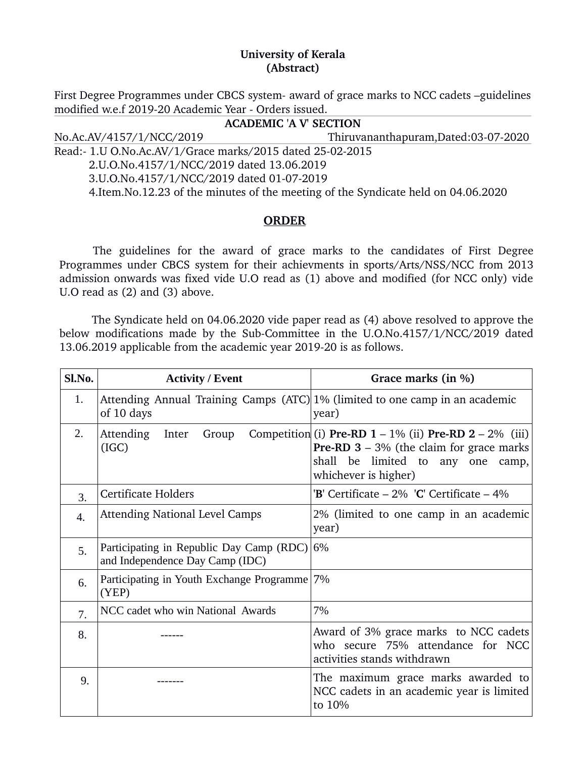**University of Kerala**
**(Abstract)**

First Degree Programmes under CBCS system- award of grace marks to NCC cadets –guidelines modified w.e.f 2019-20 Academic Year - Orders issued.

**ACADEMIC 'A V' SECTION**

No.Ac.AV/4157/1/NCC/2019 Thiruvananthapuram,Dated:03-07-2020

Read:- 1.U O.No.Ac.AV/1/Grace marks/2015 dated 25-02-2015
2.U.O.No.4157/1/NCC/2019 dated 13.06.2019
3.U.O.No.4157/1/NCC/2019 dated 01-07-2019
4.Item.No.12.23 of the minutes of the meeting of the Syndicate held on 04.06.2020

## ORDER

The guidelines for the award of grace marks to the candidates of First Degree Programmes under CBCS system for their achievments in sports/Arts/NSS/NCC from 2013 admission onwards was fixed vide U.O read as (1) above and modified (for NCC only) vide U.O read as (2) and (3) above.

The Syndicate held on 04.06.2020 vide paper read as (4) above resolved to approve the below modifications made by the Sub-Committee in the U.O.No.4157/1/NCC/2019 dated 13.06.2019 applicable from the academic year 2019-20 is as follows.

| Sl.No. | Activity / Event | Grace marks (in %) |
|---|---|---|
| 1. | Attending Annual Training Camps (ATC) of 10 days | 1% (limited to one camp in an academic year) |
| 2. | Attending Inter Group Competition (IGC) | (i) **Pre-RD 1** – 1% (ii) **Pre-RD 2** – 2% (iii) **Pre-RD 3** – 3% (the claim for grace marks shall be limited to any one camp, whichever is higher) |
| 3. | Certificate Holders | '**B**' Certificate – 2% '**C**' Certificate – 4% |
| 4. | Attending National Level Camps | 2% (limited to one camp in an academic year) |
| 5. | Participating in Republic Day Camp (RDC) and Independence Day Camp (IDC) | 6% |
| 6. | Participating in Youth Exchange Programme (YEP) | 7% |
| 7. | NCC cadet who win National Awards | 7% |
| 8. | ------ | Award of 3% grace marks to NCC cadets who secure 75% attendance for NCC activities stands withdrawn |
| 9. | ------- | The maximum grace marks awarded to NCC cadets in an academic year is limited to 10% |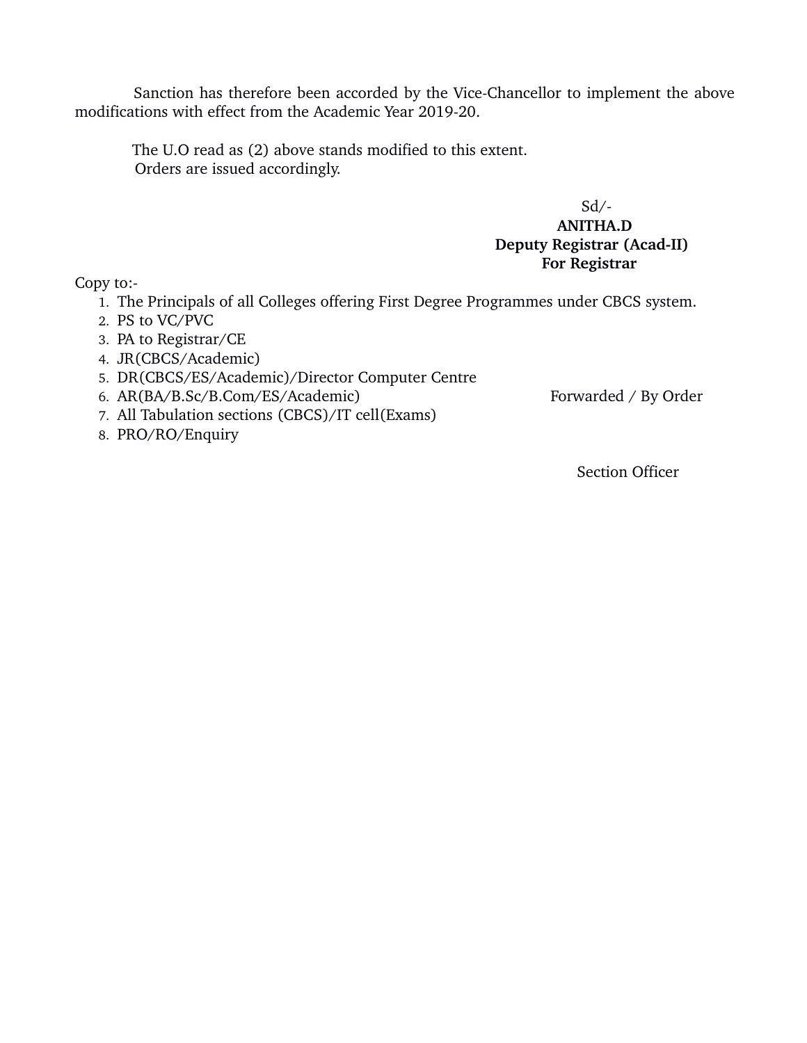Sanction has therefore been accorded by the Vice-Chancellor to implement the above modifications with effect from the Academic Year 2019-20.

The U.O read as (2) above stands modified to this extent.

Orders are issued accordingly.

Sd/-

**ANITHA.D**

**Deputy Registrar (Acad-II)**

**For Registrar**

Copy to:-

1. The Principals of all Colleges offering First Degree Programmes under CBCS system.
2. PS to VC/PVC
3. PA to Registrar/CE
4. JR(CBCS/Academic)
5. DR(CBCS/ES/Academic)/Director Computer Centre
6. AR(BA/B.Sc/B.Com/ES/Academic)
7. All Tabulation sections (CBCS)/IT cell(Exams)
8. PRO/RO/Enquiry

Forwarded / By Order

Section Officer